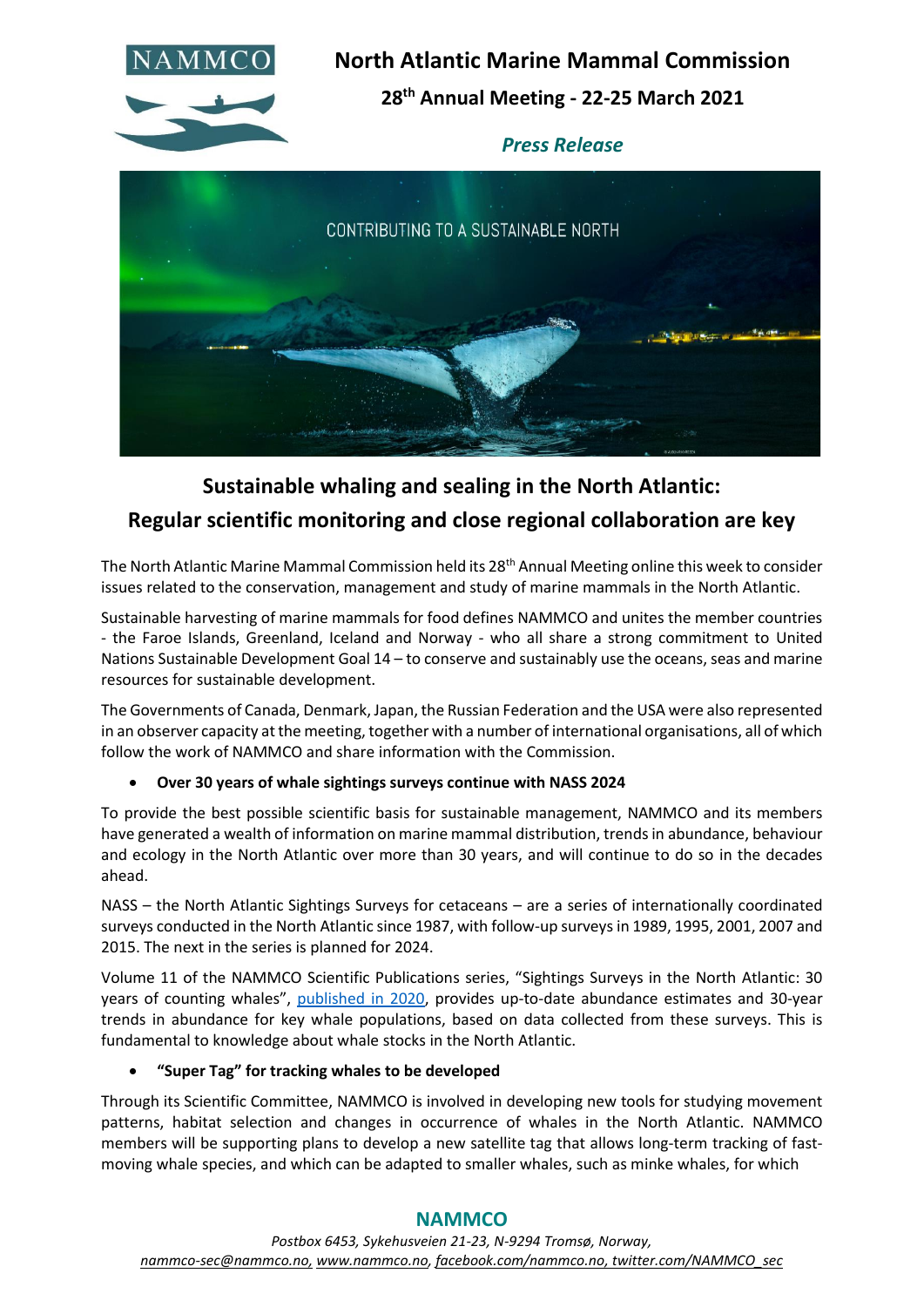# North Atlantic Marine Mammal Commission

## 28th Annual Meeting - 22-25 March 2021

*Press Release*

CONTRIBUTING TO A SUSTAINABLE NORTH

## Sustainable whaling and sealing in the North Atlantic: Regular scientific monitoring and close regional collaboration are key

The North Atlantic Marine Mammal Commission held its 28th Annual Meeting online this week to consider issues related to the conservation, management and study of marine mammals in the North Atlantic.

Sustainable harvesting of marine mammals for food defines NAMMCO and unites the member countries - the Faroe Islands, Greenland, Iceland and Norway - who all share a strong commitment to United Nations Sustainable Development Goal 14 – to conserve and sustainably use the oceans, seas and marine resources for sustainable development.

The Governments of Canada, Denmark, Japan, the Russian Federation and the USA were also represented in an observer capacity at the meeting, together with a number of international organisations, all of which follow the work of NAMMCO and share information with the Commission.

- **Over 30 years of whale sightings surveys continue with NASS 2024**

To provide the best possible scientific basis for sustainable management, NAMMCO and its members have generated a wealth of information on marine mammal distribution, trends in abundance, behaviour and ecology in the North Atlantic over more than 30 years, and will continue to do so in the decades ahead.

NASS – the North Atlantic Sightings Surveys for cetaceans – are a series of internationally coordinated surveys conducted in the North Atlantic since 1987, with follow-up surveys in 1989, 1995, 2001, 2007 and 2015. The next in the series is planned for 2024.

Volume 11 of the NAMMCO Scientific Publications series, "Sightings Surveys in the North Atlantic: 30 years of counting whales", published in 2020, provides up-to-date abundance estimates and 30-year trends in abundance for key whale populations, based on data collected from these surveys. This is fundamental to knowledge about whale stocks in the North Atlantic.

- **"Super Tag" for tracking whales to be developed**

Through its Scientific Committee, NAMMCO is involved in developing new tools for studying movement patterns, habitat selection and changes in occurrence of whales in the North Atlantic. NAMMCO members will be supporting plans to develop a new satellite tag that allows long-term tracking of fast-moving whale species, and which can be adapted to smaller whales, such as minke whales, for which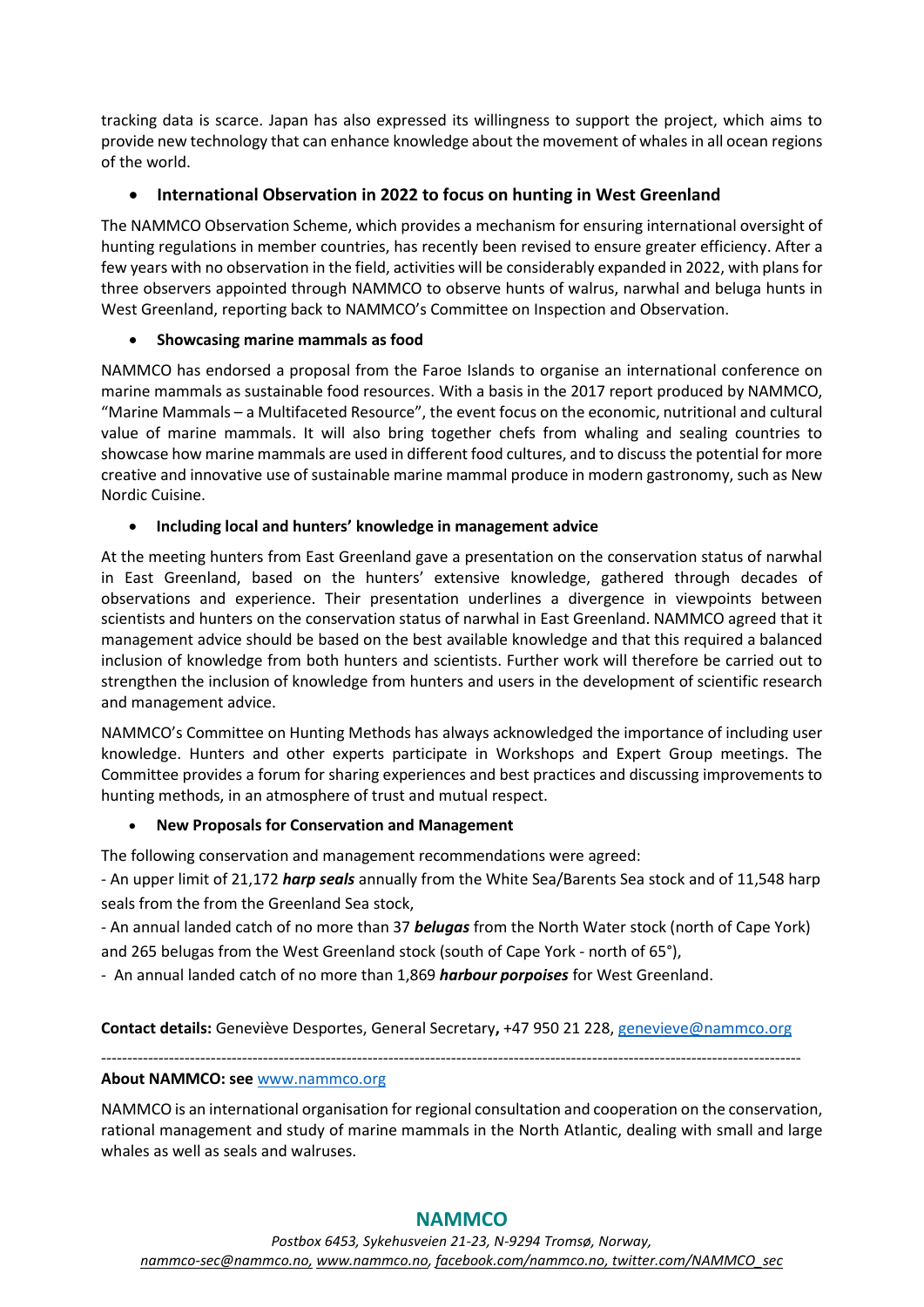tracking data is scarce. Japan has also expressed its willingness to support the project, which aims to provide new technology that can enhance knowledge about the movement of whales in all ocean regions of the world.

- **International Observation in 2022 to focus on hunting in West Greenland**

The NAMMCO Observation Scheme, which provides a mechanism for ensuring international oversight of hunting regulations in member countries, has recently been revised to ensure greater efficiency. After a few years with no observation in the field, activities will be considerably expanded in 2022, with plans for three observers appointed through NAMMCO to observe hunts of walrus, narwhal and beluga hunts in West Greenland, reporting back to NAMMCO's Committee on Inspection and Observation.

- **Showcasing marine mammals as food**

NAMMCO has endorsed a proposal from the Faroe Islands to organise an international conference on marine mammals as sustainable food resources. With a basis in the 2017 report produced by NAMMCO, "Marine Mammals – a Multifaceted Resource", the event focus on the economic, nutritional and cultural value of marine mammals. It will also bring together chefs from whaling and sealing countries to showcase how marine mammals are used in different food cultures, and to discuss the potential for more creative and innovative use of sustainable marine mammal produce in modern gastronomy, such as New Nordic Cuisine.

- **Including local and hunters' knowledge in management advice**

At the meeting hunters from East Greenland gave a presentation on the conservation status of narwhal in East Greenland, based on the hunters' extensive knowledge, gathered through decades of observations and experience. Their presentation underlines a divergence in viewpoints between scientists and hunters on the conservation status of narwhal in East Greenland. NAMMCO agreed that it management advice should be based on the best available knowledge and that this required a balanced inclusion of knowledge from both hunters and scientists. Further work will therefore be carried out to strengthen the inclusion of knowledge from hunters and users in the development of scientific research and management advice.

NAMMCO's Committee on Hunting Methods has always acknowledged the importance of including user knowledge. Hunters and other experts participate in Workshops and Expert Group meetings. The Committee provides a forum for sharing experiences and best practices and discussing improvements to hunting methods, in an atmosphere of trust and mutual respect.

- **New Proposals for Conservation and Management**

The following conservation and management recommendations were agreed:

- An upper limit of 21,172 ***harp seals*** annually from the White Sea/Barents Sea stock and of 11,548 harp seals from the from the Greenland Sea stock,
- An annual landed catch of no more than 37 ***belugas*** from the North Water stock (north of Cape York) and 265 belugas from the West Greenland stock (south of Cape York - north of 65°),
- An annual landed catch of no more than 1,869 ***harbour porpoises*** for West Greenland.

**Contact details:** Geneviève Desportes, General Secretary**,** +47 950 21 228, genevieve@nammco.org

---

**About NAMMCO: see** www.nammco.org

NAMMCO is an international organisation for regional consultation and cooperation on the conservation, rational management and study of marine mammals in the North Atlantic, dealing with small and large whales as well as seals and walruses.

**NAMMCO**

*Postbox 6453, Sykehusveien 21-23, N-9294 Tromsø, Norway,*
*nammco-sec@nammco.no, www.nammco.no, facebook.com/nammco.no, twitter.com/NAMMCO_sec*